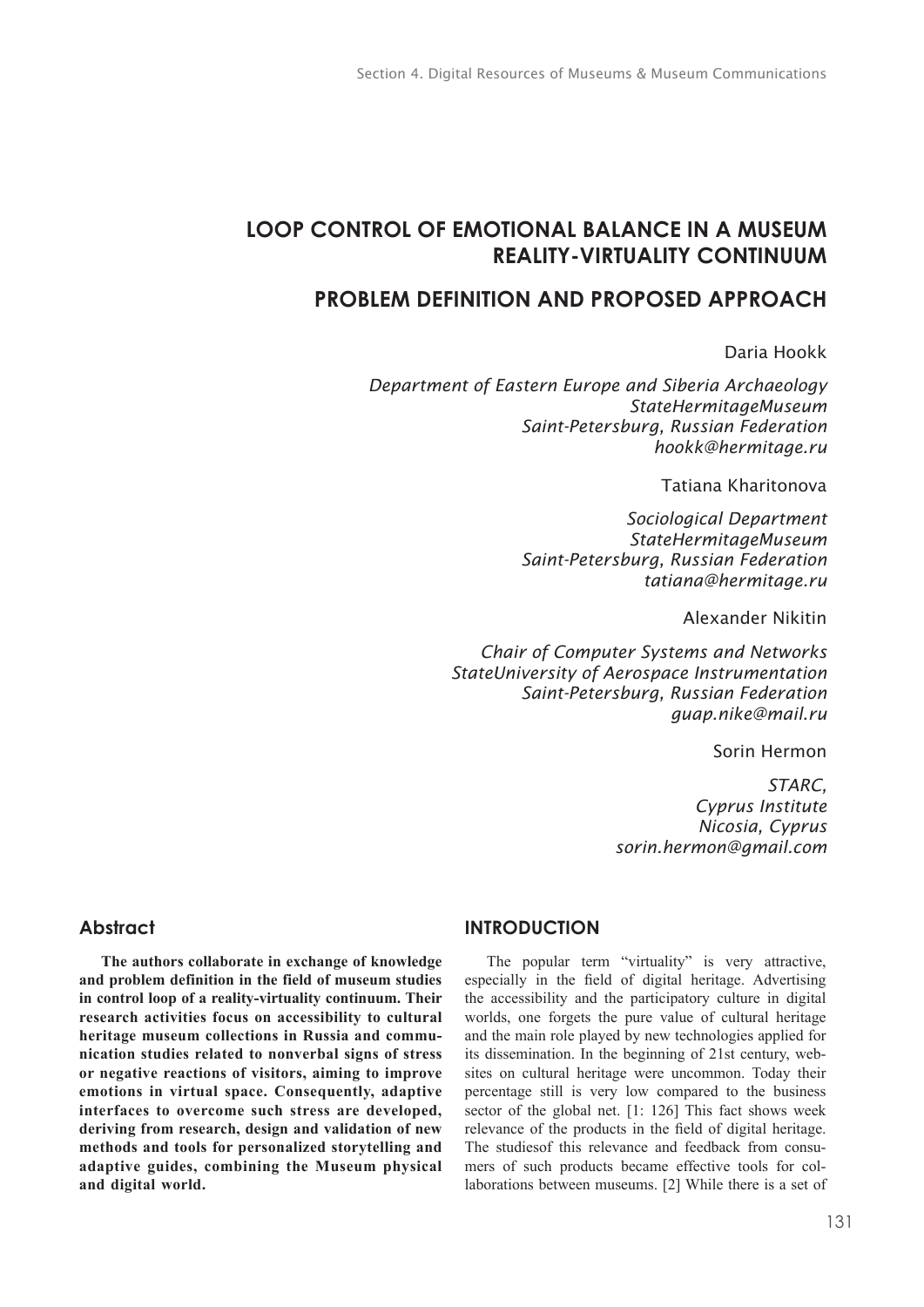# LOOP CONTROL OF EMOTIONAL BALANCE IN A MUSEUM REALITY-VIRTUALITY CONTINUUM

## PROBLEM DEFINITION AND PROPOSED APPROACH

Daria Hookk

*Department of Eastern Europe and Siberia Archaeology*
*StateHermitageMuseum*
*Saint-Petersburg, Russian Federation*
*hookk@hermitage.ru*

Tatiana Kharitonova

*Sociological Department*
*StateHermitageMuseum*
*Saint-Petersburg, Russian Federation*
*tatiana@hermitage.ru*

Alexander Nikitin

*Chair of Computer Systems and Networks*
*StateUniversity of Aerospace Instrumentation*
*Saint-Petersburg, Russian Federation*
*guap.nike@mail.ru*

Sorin Hermon

*STARC,*
*Cyprus Institute*
*Nicosia, Cyprus*
*sorin.hermon@gmail.com*

## Abstract

**The authors collaborate in exchange of knowledge and problem definition in the field of museum studies in control loop of a reality-virtuality continuum. Their research activities focus on accessibility to cultural heritage museum collections in Russia and communication studies related to nonverbal signs of stress or negative reactions of visitors, aiming to improve emotions in virtual space. Consequently, adaptive interfaces to overcome such stress are developed, deriving from research, design and validation of new methods and tools for personalized storytelling and adaptive guides, combining the Museum physical and digital world.**

## INTRODUCTION

The popular term "virtuality" is very attractive, especially in the field of digital heritage. Advertising the accessibility and the participatory culture in digital worlds, one forgets the pure value of cultural heritage and the main role played by new technologies applied for its dissemination. In the beginning of 21st century, websites on cultural heritage were uncommon. Today their percentage still is very low compared to the business sector of the global net. [1: 126] This fact shows week relevance of the products in the field of digital heritage. The studiesof this relevance and feedback from consumers of such products became effective tools for collaborations between museums. [2] While there is a set of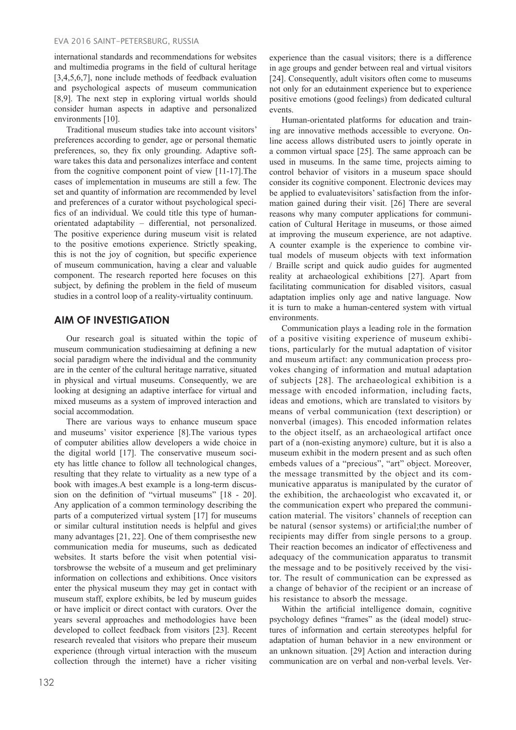international standards and recommendations for websites and multimedia programs in the field of cultural heritage [3,4,5,6,7], none include methods of feedback evaluation and psychological aspects of museum communication [8,9]. The next step in exploring virtual worlds should consider human aspects in adaptive and personalized environments [10].

Traditional museum studies take into account visitors' preferences according to gender, age or personal thematic preferences, so, they fix only grounding. Adaptive software takes this data and personalizes interface and content from the cognitive component point of view [11-17].The cases of implementation in museums are still a few. The set and quantity of information are recommended by level and preferences of a curator without psychological specifics of an individual. We could title this type of human-orientated adaptability – differential, not personalized. The positive experience during museum visit is related to the positive emotions experience. Strictly speaking, this is not the joy of cognition, but specific experience of museum communication, having a clear and valuable component. The research reported here focuses on this subject, by defining the problem in the field of museum studies in a control loop of a reality-virtuality continuum.

## AIM OF INVESTIGATION

Our research goal is situated within the topic of museum communication studiesaiming at defining a new social paradigm where the individual and the community are in the center of the cultural heritage narrative, situated in physical and virtual museums. Consequently, we are looking at designing an adaptive interface for virtual and mixed museums as a system of improved interaction and social accommodation.

There are various ways to enhance museum space and museums' visitor experience [8].The various types of computer abilities allow developers a wide choice in the digital world [17]. The conservative museum society has little chance to follow all technological changes, resulting that they relate to virtuality as a new type of a book with images.A best example is a long-term discussion on the definition of "virtual museums" [18 - 20]. Any application of a common terminology describing the parts of a computerized virtual system [17] for museums or similar cultural institution needs is helpful and gives many advantages [21, 22]. One of them comprisesthe new communication media for museums, such as dedicated websites. It starts before the visit when potential visitorsbrowse the website of a museum and get preliminary information on collections and exhibitions. Once visitors enter the physical museum they may get in contact with museum staff, explore exhibits, be led by museum guides or have implicit or direct contact with curators. Over the years several approaches and methodologies have been developed to collect feedback from visitors [23]. Recent research revealed that visitors who prepare their museum experience (through virtual interaction with the museum collection through the internet) have a richer visiting experience than the casual visitors; there is a difference in age groups and gender between real and virtual visitors [24]. Consequently, adult visitors often come to museums not only for an edutainment experience but to experience positive emotions (good feelings) from dedicated cultural events.

Human-orientated platforms for education and training are innovative methods accessible to everyone. Online access allows distributed users to jointly operate in a common virtual space [25]. The same approach can be used in museums. In the same time, projects aiming to control behavior of visitors in a museum space should consider its cognitive component. Electronic devices may be applied to evaluatevisitors' satisfaction from the information gained during their visit. [26] There are several reasons why many computer applications for communication of Cultural Heritage in museums, or those aimed at improving the museum experience, are not adaptive. A counter example is the experience to combine virtual models of museum objects with text information / Braille script and quick audio guides for augmented reality at archaeological exhibitions [27]. Apart from facilitating communication for disabled visitors, casual adaptation implies only age and native language. Now it is turn to make a human-centered system with virtual environments.

Communication plays a leading role in the formation of a positive visiting experience of museum exhibitions, particularly for the mutual adaptation of visitor and museum artifact: any communication process provokes changing of information and mutual adaptation of subjects [28]. The archaeological exhibition is a message with encoded information, including facts, ideas and emotions, which are translated to visitors by means of verbal communication (text description) or nonverbal (images). This encoded information relates to the object itself, as an archaeological artifact once part of a (non-existing anymore) culture, but it is also a museum exhibit in the modern present and as such often embeds values of a "precious", "art" object. Moreover, the message transmitted by the object and its communicative apparatus is manipulated by the curator of the exhibition, the archaeologist who excavated it, or the communication expert who prepared the communication material. The visitors' channels of reception can be natural (sensor systems) or artificial;the number of recipients may differ from single persons to a group. Their reaction becomes an indicator of effectiveness and adequacy of the communication apparatus to transmit the message and to be positively received by the visitor. The result of communication can be expressed as a change of behavior of the recipient or an increase of his resistance to absorb the message.

Within the artificial intelligence domain, cognitive psychology defines "frames" as the (ideal model) structures of information and certain stereotypes helpful for adaptation of human behavior in a new environment or an unknown situation. [29] Action and interaction during communication are on verbal and non-verbal levels. Ver-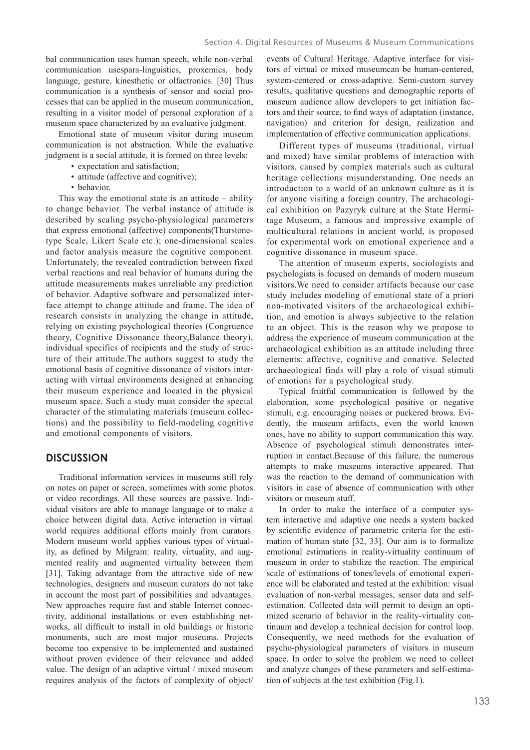bal communication uses human speech, while non-verbal communication usespara-linguistics, proxemics, body language, gesture, kinesthetic or olfactronics. [30] Thus communication is a synthesis of sensor and social processes that can be applied in the museum communication, resulting in a visitor model of personal exploration of a museum space characterized by an evaluative judgment.

Emotional state of museum visitor during museum communication is not abstraction. While the evaluative judgment is a social attitude, it is formed on three levels:

- expectation and satisfaction;
- attitude (affective and cognitive);
- behavior.

This way the emotional state is an attitude – ability to change behavior. The verbal instance of attitude is described by scaling psycho-physiological parameters that express emotional (affective) components(Thurstone-type Scale, Likert Scale etc.); one-dimensional scales and factor analysis measure the cognitive component. Unfortunately, the revealed contradiction between fixed verbal reactions and real behavior of humans during the attitude measurements makes unreliable any prediction of behavior. Adaptive software and personalized interface attempt to change attitude and frame. The idea of research consists in analyzing the change in attitude, relying on existing psychological theories (Congruence theory, Cognitive Dissonance theory,Balance theory), individual specifics of recipients and the study of structure of their attitude.The authors suggest to study the emotional basis of cognitive dissonance of visitors interacting with virtual environments designed at enhancing their museum experience and located in the physical museum space. Such a study must consider the special character of the stimulating materials (museum collections) and the possibility to field-modeling cognitive and emotional components of visitors.

## DISCUSSION

Traditional information services in museums still rely on notes on paper or screen, sometimes with some photos or video recordings. All these sources are passive. Individual visitors are able to manage language or to make a choice between digital data. Active interaction in virtual world requires additional efforts mainly from curators. Modern museum world applies various types of virtuality, as defined by Milgram: reality, virtuality, and augmented reality and augmented virtuality between them [31]. Taking advantage from the attractive side of new technologies, designers and museum curators do not take in account the most part of possibilities and advantages. New approaches require fast and stable Internet connectivity, additional installations or even establishing networks, all difficult to install in old buildings or historic monuments, such are most major museums. Projects become too expensive to be implemented and sustained without proven evidence of their relevance and added value. The design of an adaptive virtual / mixed museum requires analysis of the factors of complexity of object/events of Cultural Heritage. Adaptive interface for visitors of virtual or mixed museumcan be human-centered, system-centered or cross-adaptive. Semi-custom survey results, qualitative questions and demographic reports of museum audience allow developers to get initiation factors and their source, to find ways of adaptation (instance, navigation) and criterion for design, realization and implementation of effective communication applications.

Different types of museums (traditional, virtual and mixed) have similar problems of interaction with visitors, caused by complex materials such as cultural heritage collections misunderstanding. One needs an introduction to a world of an unknown culture as it is for anyone visiting a foreign country. The archaeological exhibition on Pazyryk culture at the State Hermitage Museum, a famous and impressive example of multicultural relations in ancient world, is proposed for experimental work on emotional experience and a cognitive dissonance in museum space.

The attention of museum experts, sociologists and psychologists is focused on demands of modern museum visitors.We need to consider artifacts because our case study includes modeling of emotional state of a priori non-motivated visitors of the archaeological exhibition, and emotion is always subjective to the relation to an object. This is the reason why we propose to address the experience of museum communication at the archaeological exhibition as an attitude including three elements: affective, cognitive and conative. Selected archaeological finds will play a role of visual stimuli of emotions for a psychological study.

Typical fruitful communication is followed by the elaboration, some psychological positive or negative stimuli, e.g. encouraging noises or puckered brows. Evidently, the museum artifacts, even the world known ones, have no ability to support communication this way. Absence of psychological stimuli demonstrates interruption in contact.Because of this failure, the numerous attempts to make museums interactive appeared. That was the reaction to the demand of communication with visitors in case of absence of communication with other visitors or museum stuff.

In order to make the interface of a computer system interactive and adaptive one needs a system backed by scientific evidence of parametric criteria for the estimation of human state [32, 33]. Our aim is to formalize emotional estimations in reality-virtuality continuum of museum in order to stabilize the reaction. The empirical scale of estimations of tones/levels of emotional experience will be elaborated and tested at the exhibition: visual evaluation of non-verbal messages, sensor data and self-estimation. Collected data will permit to design an optimized scenario of behavior in the reality-virtuality continuum and develop a technical decision for control loop. Consequently, we need methods for the evaluation of psycho-physiological parameters of visitors in museum space. In order to solve the problem we need to collect and analyze changes of these parameters and self-estimation of subjects at the test exhibition (Fig.1).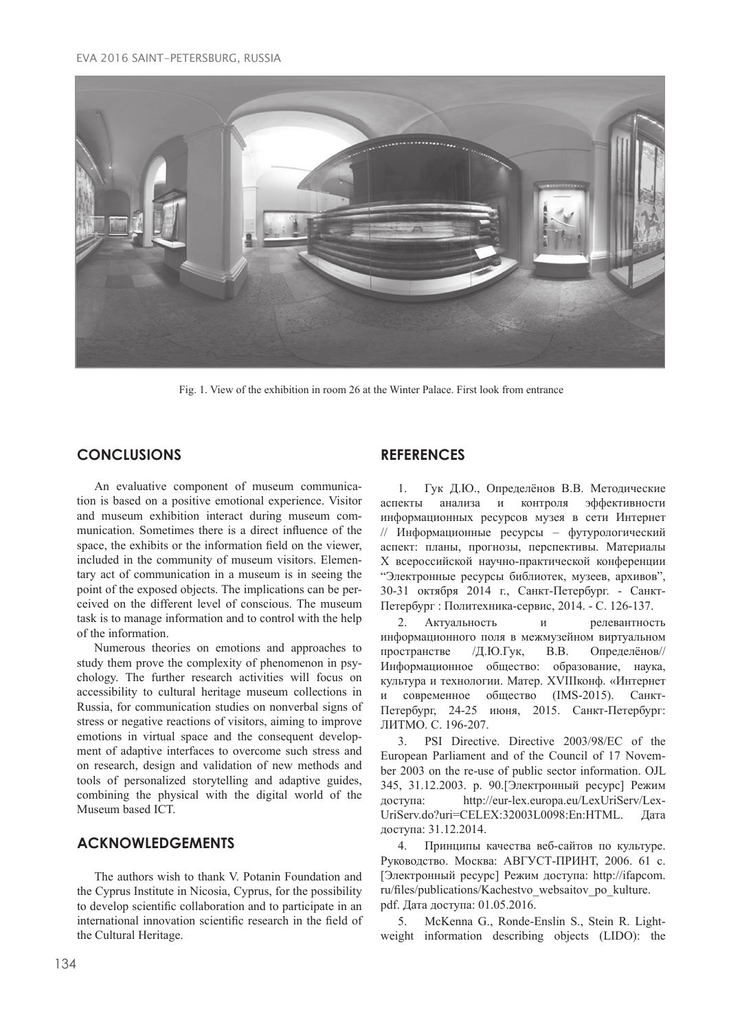Fig. 1. View of the exhibition in room 26 at the Winter Palace. First look from entrance

## CONCLUSIONS

An evaluative component of museum communication is based on a positive emotional experience. Visitor and museum exhibition interact during museum communication. Sometimes there is a direct influence of the space, the exhibits or the information field on the viewer, included in the community of museum visitors. Elementary act of communication in a museum is in seeing the point of the exposed objects. The implications can be perceived on the different level of conscious. The museum task is to manage information and to control with the help of the information.

Numerous theories on emotions and approaches to study them prove the complexity of phenomenon in psychology. The further research activities will focus on accessibility to cultural heritage museum collections in Russia, for communication studies on nonverbal signs of stress or negative reactions of visitors, aiming to improve emotions in virtual space and the consequent development of adaptive interfaces to overcome such stress and on research, design and validation of new methods and tools of personalized storytelling and adaptive guides, combining the physical with the digital world of the Museum based ICT.

## ACKNOWLEDGEMENTS

The authors wish to thank V. Potanin Foundation and the Cyprus Institute in Nicosia, Cyprus, for the possibility to develop scientific collaboration and to participate in an international innovation scientific research in the field of the Cultural Heritage.

## REFERENCES

1. Гук Д.Ю., Определёнов В.В. Методические аспекты анализа и контроля эффективности информационных ресурсов музея в сети Интернет // Информационные ресурсы – футурологический аспект: планы, прогнозы, перспективы. Материалы X всероссийской научно-практической конференции "Электронные ресурсы библиотек, музеев, архивов", 30-31 октября 2014 г., Санкт-Петербург. - Санкт-Петербург : Политехника-сервис, 2014. - С. 126-137.

2. Актуальность и релевантность информационного поля в межмузейном виртуальном пространстве /Д.Ю.Гук, В.В. Определёнов// Информационное общество: образование, наука, культура и технологии. Матер. XVIIIконф. «Интернет и современное общество (IMS-2015). Санкт-Петербург, 24-25 июня, 2015. Санкт-Петербург: ЛИТМО. С. 196-207.

3. PSI Directive. Directive 2003/98/EC of the European Parliament and of the Council of 17 November 2003 on the re-use of public sector information. OJL 345, 31.12.2003. p. 90.[Электронный ресурс] Режим доступа: http://eur-lex.europa.eu/LexUriServ/LexUriServ.do?uri=CELEX:32003L0098:En:HTML. Дата доступа: 31.12.2014.

4. Принципы качества веб-сайтов по культуре. Руководство. Москва: АВГУСТ-ПРИНТ, 2006. 61 с. [Электронный ресурс] Режим доступа: http://ifapcom.ru/files/publications/Kachestvo_websaitov_po_kulture.pdf. Дата доступа: 01.05.2016.

5. McKenna G., Ronde-Enslin S., Stein R. Lightweight information describing objects (LIDO): the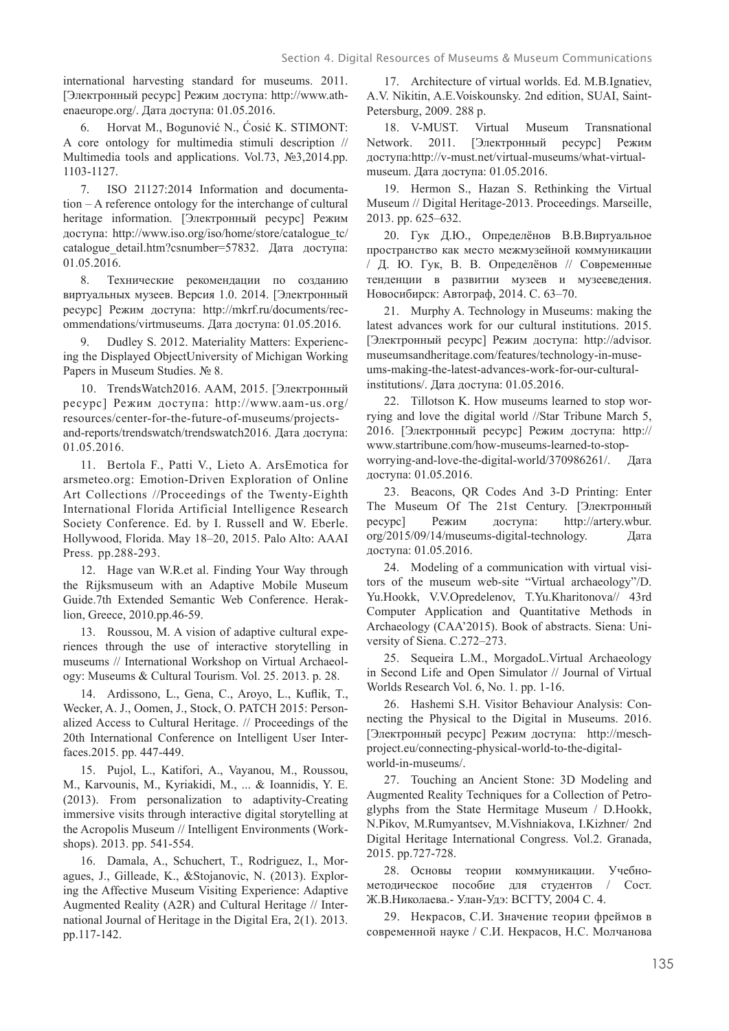international harvesting standard for museums. 2011. [Электронный ресурс] Режим доступа: http://www.athenaeurope.org/. Дата доступа: 01.05.2016.

6. Horvat M., Bogunović N., Ćosić K. STIMONT: A core ontology for multimedia stimuli description // Multimedia tools and applications. Vol.73, №3,2014.pp. 1103-1127.

7. ISO 21127:2014 Information and documentation – A reference ontology for the interchange of cultural heritage information. [Электронный ресурс] Режим доступа: http://www.iso.org/iso/home/store/catalogue_tc/catalogue_detail.htm?csnumber=57832. Дата доступа: 01.05.2016.

8. Технические рекомендации по созданию виртуальных музеев. Версия 1.0. 2014. [Электронный ресурс] Режим доступа: http://mkrf.ru/documents/recommendations/virtmuseums. Дата доступа: 01.05.2016.

9. Dudley S. 2012. Materiality Matters: Experiencing the Displayed ObjectUniversity of Michigan Working Papers in Museum Studies. № 8.

10. TrendsWatch2016. AAM, 2015. [Электронный ресурс] Режим доступа: http://www.aam-us.org/resources/center-for-the-future-of-museums/projects-and-reports/trendswatch/trendswatch2016. Дата доступа: 01.05.2016.

11. Bertola F., Patti V., Lieto A. ArsEmotica for arsmeteo.org: Emotion-Driven Exploration of Online Art Collections //Proceedings of the Twenty-Eighth International Florida Artificial Intelligence Research Society Conference. Ed. by I. Russell and W. Eberle. Hollywood, Florida. May 18–20, 2015. Palo Alto: AAAI Press. pp.288-293.

12. Hage van W.R.et al. Finding Your Way through the Rijksmuseum with an Adaptive Mobile Museum Guide.7th Extended Semantic Web Conference. Heraklion, Greece, 2010.pp.46-59.

13. Roussou, M. A vision of adaptive cultural experiences through the use of interactive storytelling in museums // International Workshop on Virtual Archaeology: Museums & Cultural Tourism. Vol. 25. 2013. p. 28.

14. Ardissono, L., Gena, C., Aroyo, L., Kuflik, T., Wecker, A. J., Oomen, J., Stock, O. PATCH 2015: Personalized Access to Cultural Heritage. // Proceedings of the 20th International Conference on Intelligent User Interfaces.2015. pp. 447-449.

15. Pujol, L., Katifori, A., Vayanou, M., Roussou, M., Karvounis, M., Kyriakidi, M., ... & Ioannidis, Y. E. (2013). From personalization to adaptivity-Creating immersive visits through interactive digital storytelling at the Acropolis Museum // Intelligent Environments (Workshops). 2013. pp. 541-554.

16. Damala, A., Schuchert, T., Rodriguez, I., Moragues, J., Gilleade, K., &Stojanovic, N. (2013). Exploring the Affective Museum Visiting Experience: Adaptive Augmented Reality (A2R) and Cultural Heritage // International Journal of Heritage in the Digital Era, 2(1). 2013. pp.117-142.

17. Architecture of virtual worlds. Ed. M.B.Ignatiev, A.V. Nikitin, A.E.Voiskounsky. 2nd edition, SUAI, Saint-Petersburg, 2009. 288 p.

18. V-MUST. Virtual Museum Transnational Network. 2011. [Электронный ресурс] Режим доступа:http://v-must.net/virtual-museums/what-virtual-museum. Дата доступа: 01.05.2016.

19. Hermon S., Hazan S. Rethinking the Virtual Museum // Digital Heritage-2013. Proceedings. Marseille, 2013. pp. 625–632.

20. Гук Д.Ю., Определёнов В.В.Виртуальное пространство как место межмузейной коммуникации / Д. Ю. Гук, В. В. Определёнов // Современные тенденции в развитии музеев и музееведения. Новосибирск: Автограф, 2014. С. 63–70.

21. Murphy A. Technology in Museums: making the latest advances work for our cultural institutions. 2015. [Электронный ресурс] Режим доступа: http://advisor.museumsandheritage.com/features/technology-in-museums-making-the-latest-advances-work-for-our-cultural-institutions/. Дата доступа: 01.05.2016.

22. Tillotson K. How museums learned to stop worrying and love the digital world //Star Tribune March 5, 2016. [Электронный ресурс] Режим доступа: http://www.startribune.com/how-museums-learned-to-stop-worrying-and-love-the-digital-world/370986261/. Дата доступа: 01.05.2016.

23. Beacons, QR Codes And 3-D Printing: Enter The Museum Of The 21st Century. [Электронный ресурс] Режим доступа: http://artery.wbur.org/2015/09/14/museums-digital-technology. Дата доступа: 01.05.2016.

24. Modeling of a communication with virtual visitors of the museum web-site "Virtual archaeology"/D. Yu.Hookk, V.V.Opredelenov, T.Yu.Kharitonova// 43rd Computer Application and Quantitative Methods in Archaeology (CAA'2015). Book of abstracts. Siena: University of Siena. C.272–273.

25. Sequeira L.M., MorgadoL.Virtual Archaeology in Second Life and Open Simulator // Journal of Virtual Worlds Research Vol. 6, No. 1. pp. 1-16.

26. Hashemi S.H. Visitor Behaviour Analysis: Connecting the Physical to the Digital in Museums. 2016. [Электронный ресурс] Режим доступа: http://mesch-project.eu/connecting-physical-world-to-the-digital-world-in-museums/.

27. Touching an Ancient Stone: 3D Modeling and Augmented Reality Techniques for a Collection of Petroglyphs from the State Hermitage Museum / D.Hookk, N.Pikov, M.Rumyantsev, M.Vishniakova, I.Kizhner/ 2nd Digital Heritage International Congress. Vol.2. Granada, 2015. pp.727-728.

28. Основы теории коммуникации. Учебно-методическое пособие для студентов / Сост. Ж.В.Николаева.- Улан-Удэ: ВСГТУ, 2004 С. 4.

29. Некрасов, С.И. Значение теории фреймов в современной науке / С.И. Некрасов, Н.С. Молчанова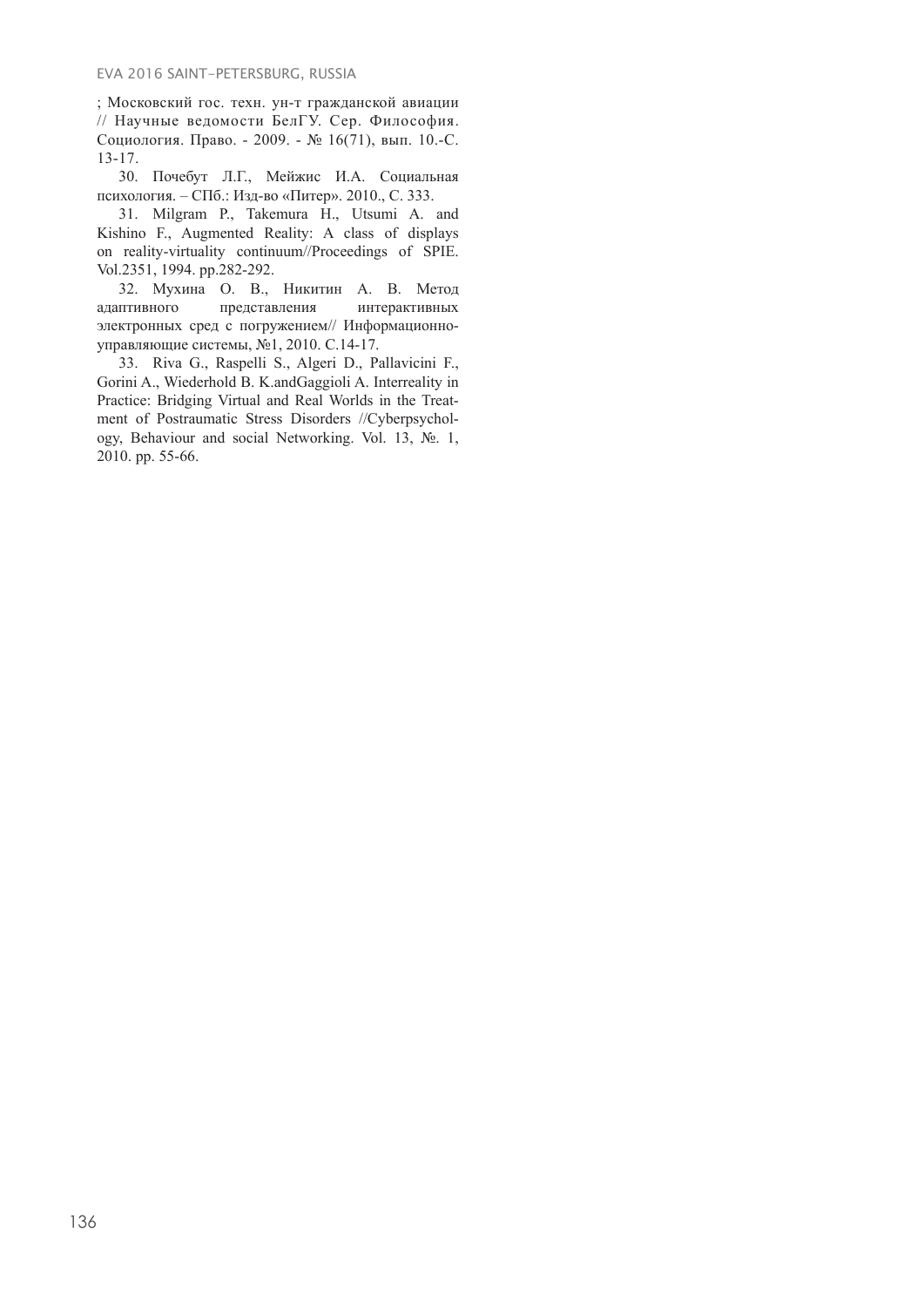; Московский гос. техн. ун-т гражданской авиации // Научные ведомости БелГУ. Сер. Философия. Социология. Право. - 2009. - № 16(71), вып. 10.-С. 13-17.

30. Почебут Л.Г., Мейжис И.А. Социальная психология. – СПб.: Изд-во «Питер». 2010., С. 333.

31. Milgram P., Takemura H., Utsumi A. and Kishino F., Augmented Reality: A class of displays on reality-virtuality continuum//Proceedings of SPIE. Vol.2351, 1994. pp.282-292.

32. Мухина О. В., Никитин А. В. Метод адаптивного представления интерактивных электронных сред с погружением// Информационно-управляющие системы, №1, 2010. С.14-17.

33. Riva G., Raspelli S., Algeri D., Pallavicini F., Gorini A., Wiederhold B. K.andGaggioli A. Interreality in Practice: Bridging Virtual and Real Worlds in the Treatment of Postraumatic Stress Disorders //Cyberpsychology, Behaviour and social Networking. Vol. 13, №. 1, 2010. pp. 55-66.